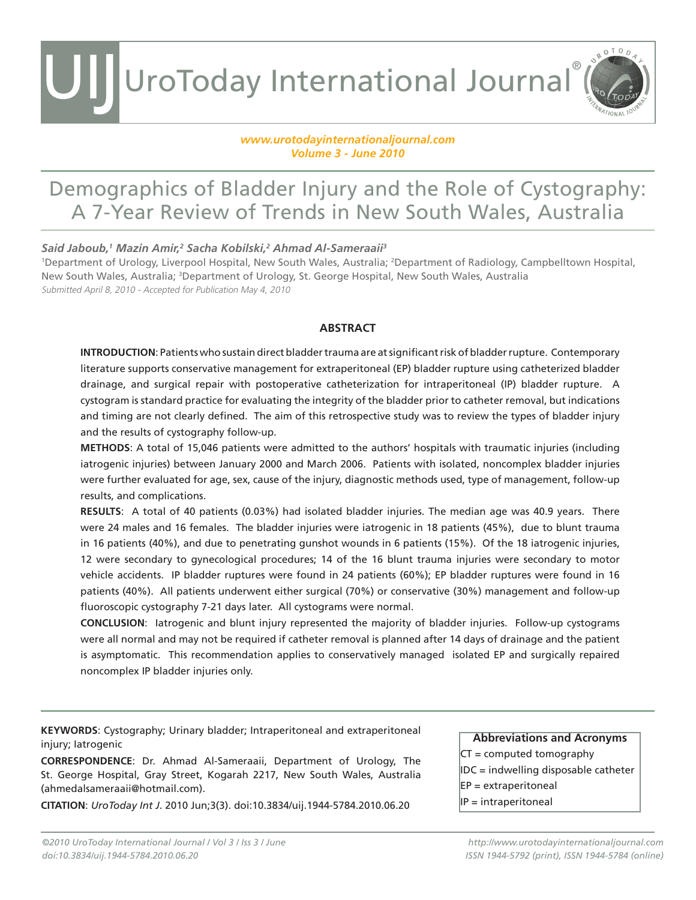www.urotodayinternationaljournal.com
*Volume 3 - June 2010*

# Demographics of Bladder Injury and the Role of Cystography: A 7-Year Review of Trends in New South Wales, Australia

***Said Jaboub,[1] Mazin Amir,[2] Sacha Kobilski,[2] Ahmad Al-Sameraaii[3]***

[1]Department of Urology, Liverpool Hospital, New South Wales, Australia; [2]Department of Radiology, Campbelltown Hospital, New South Wales, Australia; [3]Department of Urology, St. George Hospital, New South Wales, Australia

*Submitted April 8, 2010 - Accepted for Publication May 4, 2010*

## ABSTRACT

**INTRODUCTION**: Patients who sustain direct bladder trauma are at significant risk of bladder rupture. Contemporary literature supports conservative management for extraperitoneal (EP) bladder rupture using catheterized bladder drainage, and surgical repair with postoperative catheterization for intraperitoneal (IP) bladder rupture. A cystogram is standard practice for evaluating the integrity of the bladder prior to catheter removal, but indications and timing are not clearly defined. The aim of this retrospective study was to review the types of bladder injury and the results of cystography follow-up.

**METHODS**: A total of 15,046 patients were admitted to the authors' hospitals with traumatic injuries (including iatrogenic injuries) between January 2000 and March 2006. Patients with isolated, noncomplex bladder injuries were further evaluated for age, sex, cause of the injury, diagnostic methods used, type of management, follow-up results, and complications.

**RESULTS**: A total of 40 patients (0.03%) had isolated bladder injuries. The median age was 40.9 years. There were 24 males and 16 females. The bladder injuries were iatrogenic in 18 patients (45%), due to blunt trauma in 16 patients (40%), and due to penetrating gunshot wounds in 6 patients (15%). Of the 18 iatrogenic injuries, 12 were secondary to gynecological procedures; 14 of the 16 blunt trauma injuries were secondary to motor vehicle accidents. IP bladder ruptures were found in 24 patients (60%); EP bladder ruptures were found in 16 patients (40%). All patients underwent either surgical (70%) or conservative (30%) management and follow-up fluoroscopic cystography 7-21 days later. All cystograms were normal.

**CONCLUSION**: Iatrogenic and blunt injury represented the majority of bladder injuries. Follow-up cystograms were all normal and may not be required if catheter removal is planned after 14 days of drainage and the patient is asymptomatic. This recommendation applies to conservatively managed isolated EP and surgically repaired noncomplex IP bladder injuries only.

**KEYWORDS**: Cystography; Urinary bladder; Intraperitoneal and extraperitoneal injury; Iatrogenic

**CORRESPONDENCE**: Dr. Ahmad Al-Sameraaii, Department of Urology, The St. George Hospital, Gray Street, Kogarah 2217, New South Wales, Australia (ahmedalsameraaii@hotmail.com).

**CITATION**: *UroToday Int J*. 2010 Jun;3(3). doi:10.3834/uij.1944-5784.2010.06.20

**Abbreviations and Acronyms**

CT = computed tomography
IDC = indwelling disposable catheter
EP = extraperitoneal
IP = intraperitoneal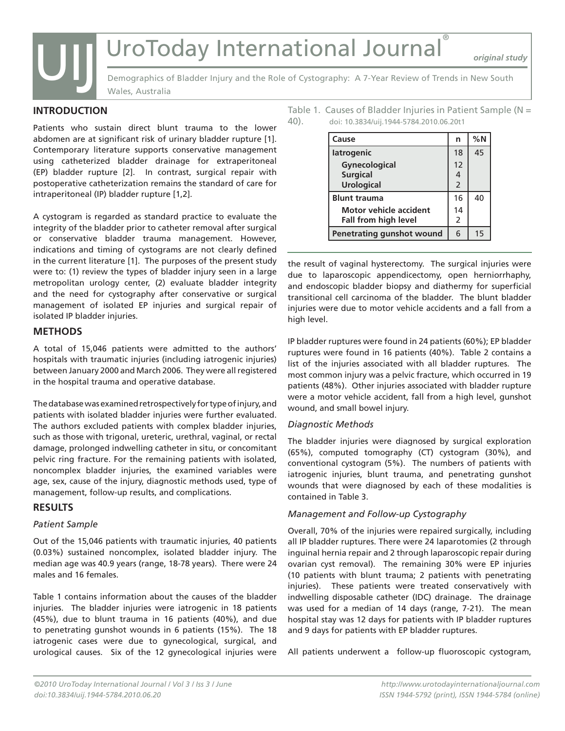## INTRODUCTION

Patients who sustain direct blunt trauma to the lower abdomen are at significant risk of urinary bladder rupture [1]. Contemporary literature supports conservative management using catheterized bladder drainage for extraperitoneal (EP) bladder rupture [2]. In contrast, surgical repair with postoperative catheterization remains the standard of care for intraperitoneal (IP) bladder rupture [1,2].

A cystogram is regarded as standard practice to evaluate the integrity of the bladder prior to catheter removal after surgical or conservative bladder trauma management. However, indications and timing of cystograms are not clearly defined in the current literature [1]. The purposes of the present study were to: (1) review the types of bladder injury seen in a large metropolitan urology center, (2) evaluate bladder integrity and the need for cystography after conservative or surgical management of isolated EP injuries and surgical repair of isolated IP bladder injuries.

## METHODS

A total of 15,046 patients were admitted to the authors' hospitals with traumatic injuries (including iatrogenic injuries) between January 2000 and March 2006. They were all registered in the hospital trauma and operative database.

The database was examined retrospectively for type of injury, and patients with isolated bladder injuries were further evaluated. The authors excluded patients with complex bladder injuries, such as those with trigonal, ureteric, urethral, vaginal, or rectal damage, prolonged indwelling catheter in situ, or concomitant pelvic ring fracture. For the remaining patients with isolated, noncomplex bladder injuries, the examined variables were age, sex, cause of the injury, diagnostic methods used, type of management, follow-up results, and complications.

## RESULTS

### *Patient Sample*

Out of the 15,046 patients with traumatic injuries, 40 patients (0.03%) sustained noncomplex, isolated bladder injury. The median age was 40.9 years (range, 18-78 years). There were 24 males and 16 females.

Table 1 contains information about the causes of the bladder injuries. The bladder injuries were iatrogenic in 18 patients (45%), due to blunt trauma in 16 patients (40%), and due to penetrating gunshot wounds in 6 patients (15%). The 18 iatrogenic cases were due to gynecological, surgical, and urological causes. Six of the 12 gynecological injuries were the result of vaginal hysterectomy. The surgical injuries were due to laparoscopic appendicectomy, open herniorrhaphy, and endoscopic bladder biopsy and diathermy for superficial transitional cell carcinoma of the bladder. The blunt bladder injuries were due to motor vehicle accidents and a fall from a high level.

Table 1. Causes of Bladder Injuries in Patient Sample (N = 40). doi: 10.3834/uij.1944-5784.2010.06.20t1

| Cause | n | %N |
|---|---|---|
| **Iatrogenic** | 18 | 45 |
| **Gynecological** | 12 | |
| **Surgical** | 4 | |
| **Urological** | 2 | |
| **Blunt trauma** | 16 | 40 |
| **Motor vehicle accident** | 14 | |
| **Fall from high level** | 2 | |
| **Penetrating gunshot wound** | 6 | 15 |

IP bladder ruptures were found in 24 patients (60%); EP bladder ruptures were found in 16 patients (40%). Table 2 contains a list of the injuries associated with all bladder ruptures. The most common injury was a pelvic fracture, which occurred in 19 patients (48%). Other injuries associated with bladder rupture were a motor vehicle accident, fall from a high level, gunshot wound, and small bowel injury.

### *Diagnostic Methods*

The bladder injuries were diagnosed by surgical exploration (65%), computed tomography (CT) cystogram (30%), and conventional cystogram (5%). The numbers of patients with iatrogenic injuries, blunt trauma, and penetrating gunshot wounds that were diagnosed by each of these modalities is contained in Table 3.

### *Management and Follow-up Cystography*

Overall, 70% of the injuries were repaired surgically, including all IP bladder ruptures. There were 24 laparotomies (2 through inguinal hernia repair and 2 through laparoscopic repair during ovarian cyst removal). The remaining 30% were EP injuries (10 patients with blunt trauma; 2 patients with penetrating injuries). These patients were treated conservatively with indwelling disposable catheter (IDC) drainage. The drainage was used for a median of 14 days (range, 7-21). The mean hospital stay was 12 days for patients with IP bladder ruptures and 9 days for patients with EP bladder ruptures.

All patients underwent a follow-up fluoroscopic cystogram,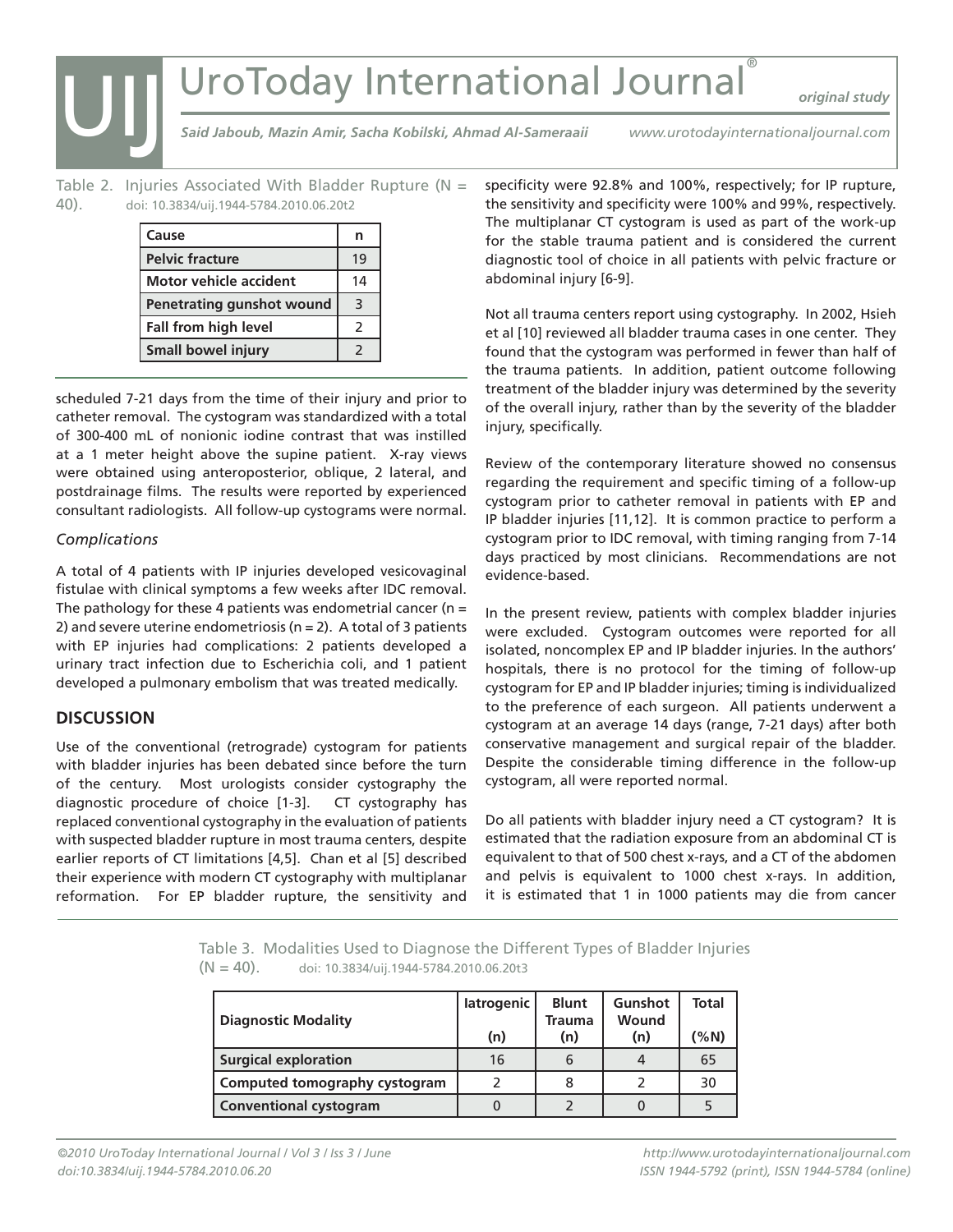Table 2. Injuries Associated With Bladder Rupture (N = 40). doi: 10.3834/uij.1944-5784.2010.06.20t2

| Cause | n |
|---|---|
| Pelvic fracture | 19 |
| Motor vehicle accident | 14 |
| Penetrating gunshot wound | 3 |
| Fall from high level | 2 |
| Small bowel injury | 2 |

scheduled 7-21 days from the time of their injury and prior to catheter removal. The cystogram was standardized with a total of 300-400 mL of nonionic iodine contrast that was instilled at a 1 meter height above the supine patient. X-ray views were obtained using anteroposterior, oblique, 2 lateral, and postdrainage films. The results were reported by experienced consultant radiologists. All follow-up cystograms were normal.

*Complications*

A total of 4 patients with IP injuries developed vesicovaginal fistulae with clinical symptoms a few weeks after IDC removal. The pathology for these 4 patients was endometrial cancer (n = 2) and severe uterine endometriosis (n = 2). A total of 3 patients with EP injuries had complications: 2 patients developed a urinary tract infection due to Escherichia coli, and 1 patient developed a pulmonary embolism that was treated medically.

## DISCUSSION

Use of the conventional (retrograde) cystogram for patients with bladder injuries has been debated since before the turn of the century. Most urologists consider cystography the diagnostic procedure of choice [1-3]. CT cystography has replaced conventional cystography in the evaluation of patients with suspected bladder rupture in most trauma centers, despite earlier reports of CT limitations [4,5]. Chan et al [5] described their experience with modern CT cystography with multiplanar reformation. For EP bladder rupture, the sensitivity and specificity were 92.8% and 100%, respectively; for IP rupture, the sensitivity and specificity were 100% and 99%, respectively. The multiplanar CT cystogram is used as part of the work-up for the stable trauma patient and is considered the current diagnostic tool of choice in all patients with pelvic fracture or abdominal injury [6-9].

Not all trauma centers report using cystography. In 2002, Hsieh et al [10] reviewed all bladder trauma cases in one center. They found that the cystogram was performed in fewer than half of the trauma patients. In addition, patient outcome following treatment of the bladder injury was determined by the severity of the overall injury, rather than by the severity of the bladder injury, specifically.

Review of the contemporary literature showed no consensus regarding the requirement and specific timing of a follow-up cystogram prior to catheter removal in patients with EP and IP bladder injuries [11,12]. It is common practice to perform a cystogram prior to IDC removal, with timing ranging from 7-14 days practiced by most clinicians. Recommendations are not evidence-based.

In the present review, patients with complex bladder injuries were excluded. Cystogram outcomes were reported for all isolated, noncomplex EP and IP bladder injuries. In the authors' hospitals, there is no protocol for the timing of follow-up cystogram for EP and IP bladder injuries; timing is individualized to the preference of each surgeon. All patients underwent a cystogram at an average 14 days (range, 7-21 days) after both conservative management and surgical repair of the bladder. Despite the considerable timing difference in the follow-up cystogram, all were reported normal.

Do all patients with bladder injury need a CT cystogram? It is estimated that the radiation exposure from an abdominal CT is equivalent to that of 500 chest x-rays, and a CT of the abdomen and pelvis is equivalent to 1000 chest x-rays. In addition, it is estimated that 1 in 1000 patients may die from cancer

Table 3. Modalities Used to Diagnose the Different Types of Bladder Injuries (N = 40). doi: 10.3834/uij.1944-5784.2010.06.20t3

| Diagnostic Modality | Iatrogenic (n) | Blunt Trauma (n) | Gunshot Wound (n) | Total (%N) |
|---|---|---|---|---|
| Surgical exploration | 16 | 6 | 4 | 65 |
| Computed tomography cystogram | 2 | 8 | 2 | 30 |
| Conventional cystogram | 0 | 2 | 0 | 5 |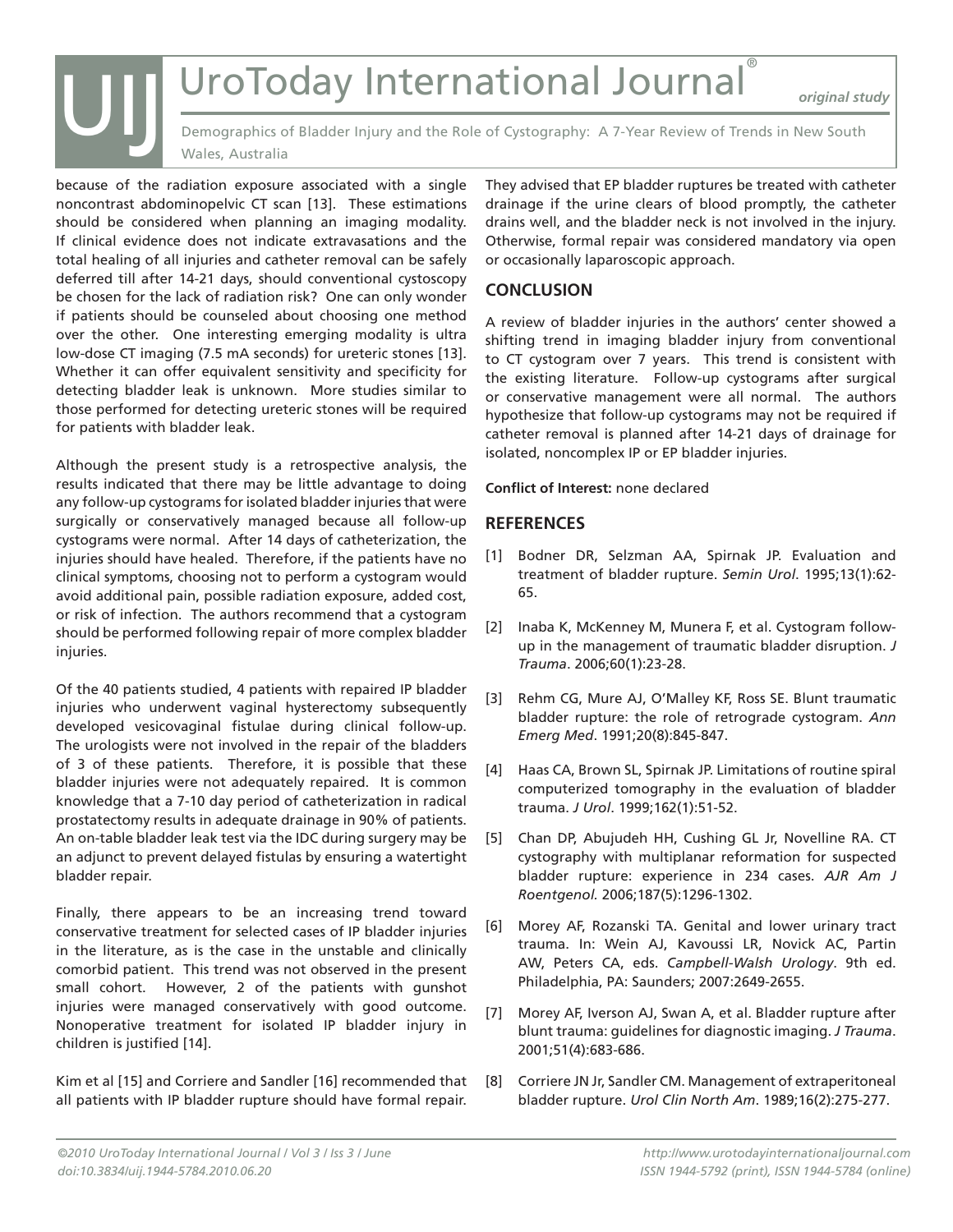because of the radiation exposure associated with a single noncontrast abdominopelvic CT scan [13]. These estimations should be considered when planning an imaging modality. If clinical evidence does not indicate extravasations and the total healing of all injuries and catheter removal can be safely deferred till after 14-21 days, should conventional cystoscopy be chosen for the lack of radiation risk? One can only wonder if patients should be counseled about choosing one method over the other. One interesting emerging modality is ultra low-dose CT imaging (7.5 mA seconds) for ureteric stones [13]. Whether it can offer equivalent sensitivity and specificity for detecting bladder leak is unknown. More studies similar to those performed for detecting ureteric stones will be required for patients with bladder leak.

Although the present study is a retrospective analysis, the results indicated that there may be little advantage to doing any follow-up cystograms for isolated bladder injuries that were surgically or conservatively managed because all follow-up cystograms were normal. After 14 days of catheterization, the injuries should have healed. Therefore, if the patients have no clinical symptoms, choosing not to perform a cystogram would avoid additional pain, possible radiation exposure, added cost, or risk of infection. The authors recommend that a cystogram should be performed following repair of more complex bladder injuries.

Of the 40 patients studied, 4 patients with repaired IP bladder injuries who underwent vaginal hysterectomy subsequently developed vesicovaginal fistulae during clinical follow-up. The urologists were not involved in the repair of the bladders of 3 of these patients. Therefore, it is possible that these bladder injuries were not adequately repaired. It is common knowledge that a 7-10 day period of catheterization in radical prostatectomy results in adequate drainage in 90% of patients. An on-table bladder leak test via the IDC during surgery may be an adjunct to prevent delayed fistulas by ensuring a watertight bladder repair.

Finally, there appears to be an increasing trend toward conservative treatment for selected cases of IP bladder injuries in the literature, as is the case in the unstable and clinically comorbid patient. This trend was not observed in the present small cohort. However, 2 of the patients with gunshot injuries were managed conservatively with good outcome. Nonoperative treatment for isolated IP bladder injury in children is justified [14].

Kim et al [15] and Corriere and Sandler [16] recommended that all patients with IP bladder rupture should have formal repair. They advised that EP bladder ruptures be treated with catheter drainage if the urine clears of blood promptly, the catheter drains well, and the bladder neck is not involved in the injury. Otherwise, formal repair was considered mandatory via open or occasionally laparoscopic approach.

## CONCLUSION

A review of bladder injuries in the authors' center showed a shifting trend in imaging bladder injury from conventional to CT cystogram over 7 years. This trend is consistent with the existing literature. Follow-up cystograms after surgical or conservative management were all normal. The authors hypothesize that follow-up cystograms may not be required if catheter removal is planned after 14-21 days of drainage for isolated, noncomplex IP or EP bladder injuries.

**Conflict of Interest:** none declared

## REFERENCES

[1] Bodner DR, Selzman AA, Spirnak JP. Evaluation and treatment of bladder rupture. *Semin Urol*. 1995;13(1):62-65.

[2] Inaba K, McKenney M, Munera F, et al. Cystogram follow-up in the management of traumatic bladder disruption. *J Trauma*. 2006;60(1):23-28.

[3] Rehm CG, Mure AJ, O'Malley KF, Ross SE. Blunt traumatic bladder rupture: the role of retrograde cystogram. *Ann Emerg Med*. 1991;20(8):845-847.

[4] Haas CA, Brown SL, Spirnak JP. Limitations of routine spiral computerized tomography in the evaluation of bladder trauma. *J Urol*. 1999;162(1):51-52.

[5] Chan DP, Abujudeh HH, Cushing GL Jr, Novelline RA. CT cystography with multiplanar reformation for suspected bladder rupture: experience in 234 cases. *AJR Am J Roentgenol.* 2006;187(5):1296-1302.

[6] Morey AF, Rozanski TA. Genital and lower urinary tract trauma. In: Wein AJ, Kavoussi LR, Novick AC, Partin AW, Peters CA, eds. *Campbell-Walsh Urology*. 9th ed. Philadelphia, PA: Saunders; 2007:2649-2655.

[7] Morey AF, Iverson AJ, Swan A, et al. Bladder rupture after blunt trauma: guidelines for diagnostic imaging. *J Trauma*. 2001;51(4):683-686.

[8] Corriere JN Jr, Sandler CM. Management of extraperitoneal bladder rupture. *Urol Clin North Am*. 1989;16(2):275-277.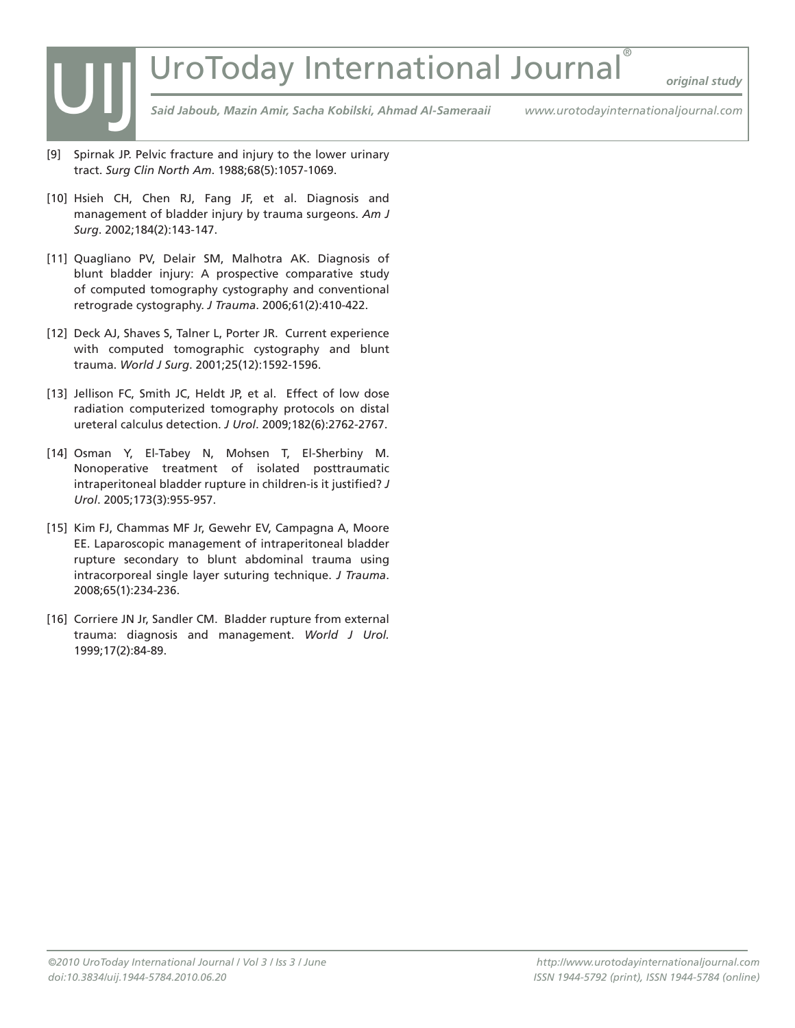[9] Spirnak JP. Pelvic fracture and injury to the lower urinary tract. *Surg Clin North Am*. 1988;68(5):1057-1069.

[10] Hsieh CH, Chen RJ, Fang JF, et al. Diagnosis and management of bladder injury by trauma surgeons. *Am J Surg*. 2002;184(2):143-147.

[11] Quagliano PV, Delair SM, Malhotra AK. Diagnosis of blunt bladder injury: A prospective comparative study of computed tomography cystography and conventional retrograde cystography. *J Trauma*. 2006;61(2):410-422.

[12] Deck AJ, Shaves S, Talner L, Porter JR. Current experience with computed tomographic cystography and blunt trauma. *World J Surg*. 2001;25(12):1592-1596.

[13] Jellison FC, Smith JC, Heldt JP, et al. Effect of low dose radiation computerized tomography protocols on distal ureteral calculus detection. *J Urol*. 2009;182(6):2762-2767.

[14] Osman Y, El-Tabey N, Mohsen T, El-Sherbiny M. Nonoperative treatment of isolated posttraumatic intraperitoneal bladder rupture in children-is it justified? *J Urol*. 2005;173(3):955-957.

[15] Kim FJ, Chammas MF Jr, Gewehr EV, Campagna A, Moore EE. Laparoscopic management of intraperitoneal bladder rupture secondary to blunt abdominal trauma using intracorporeal single layer suturing technique. *J Trauma*. 2008;65(1):234-236.

[16] Corriere JN Jr, Sandler CM. Bladder rupture from external trauma: diagnosis and management. *World J Urol.* 1999;17(2):84-89.